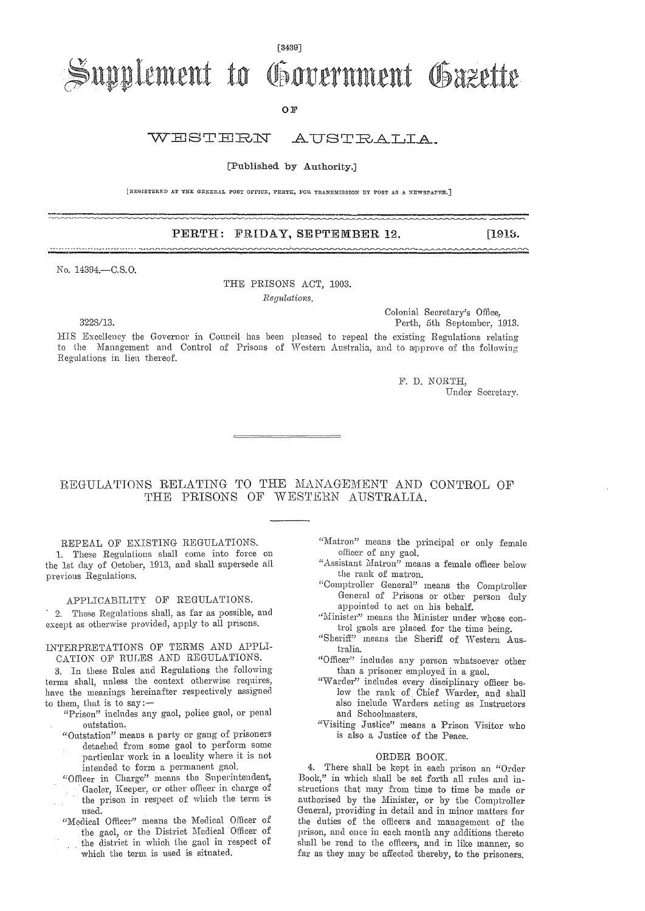[3439]

# Supplement to Government Gazette

OF

# WESTERN AUSTRALIA.

[Published by Authority.]

[REGISTERED AT THE GENERAL POST OFFICE, PERTH, FOR TRANSMISSION BY POST AS A NEWSPAPER.]

**PERTH: FRIDAY, SEPTEMBER 12. [1913.**

No. 14394.—C.S.O.

THE PRISONS ACT, 1903.

*Regulations.*

3228/13.

Colonial Secretary's Office,
Perth, 5th September, 1913.

HIS Excellency the Governor in Council has been pleased to repeal the existing Regulations relating to the Management and Control of Prisons of Western Australia, and to approve of the following Regulations in lieu thereof.

F. D. NORTH,
Under Secretary.

## REGULATIONS RELATING TO THE MANAGEMENT AND CONTROL OF THE PRISONS OF WESTERN AUSTRALIA.

### REPEAL OF EXISTING REGULATIONS.

1. These Regulations shall come into force on the 1st day of October, 1913, and shall supersede all previous Regulations.

### APPLICABILITY OF REGULATIONS.

2. These Regulations shall, as far as possible, and except as otherwise provided, apply to all prisons.

### INTERPRETATIONS OF TERMS AND APPLICATION OF RULES AND REGULATIONS.

3. In these Rules and Regulations the following terms shall, unless the context otherwise requires, have the meanings hereinafter respectively assigned to them, that is to say:—

"Prison" includes any gaol, police gaol, or penal outstation.

"Outstation" means a party or gang of prisoners detached from some gaol to perform some particular work in a locality where it is not intended to form a permanent gaol.

"Officer in Charge" means the Superintendent, Gaoler, Keeper, or other officer in charge of the prison in respect of which the term is used.

"Medical Officer" means the Medical Officer of the gaol, or the District Medical Officer of the district in which the gaol in respect of which the term is used is situated.

"Matron" means the principal or only female officer of any gaol.

"Assistant Matron" means a female officer below the rank of matron.

"Comptroller General" means the Comptroller General of Prisons or other person duly appointed to act on his behalf.

"Minister" means the Minister under whose control gaols are placed for the time being.

"Sheriff" means the Sheriff of Western Australia.

"Officer" includes any person whatsoever other than a prisoner employed in a gaol.

"Warder" includes every disciplinary officer below the rank of Chief Warder, and shall also include Warders acting as Instructors and Schoolmasters.

"Visiting Justice" means a Prison Visitor who is also a Justice of the Peace.

### ORDER BOOK.

4. There shall be kept in each prison an "Order Book," in which shall be set forth all rules and instructions that may from time to time be made or authorised by the Minister, or by the Comptroller General, providing in detail and in minor matters for the duties of the officers and management of the prison, and once in each month any additions thereto shall be read to the officers, and in like manner, so far as they may be affected thereby, to the prisoners.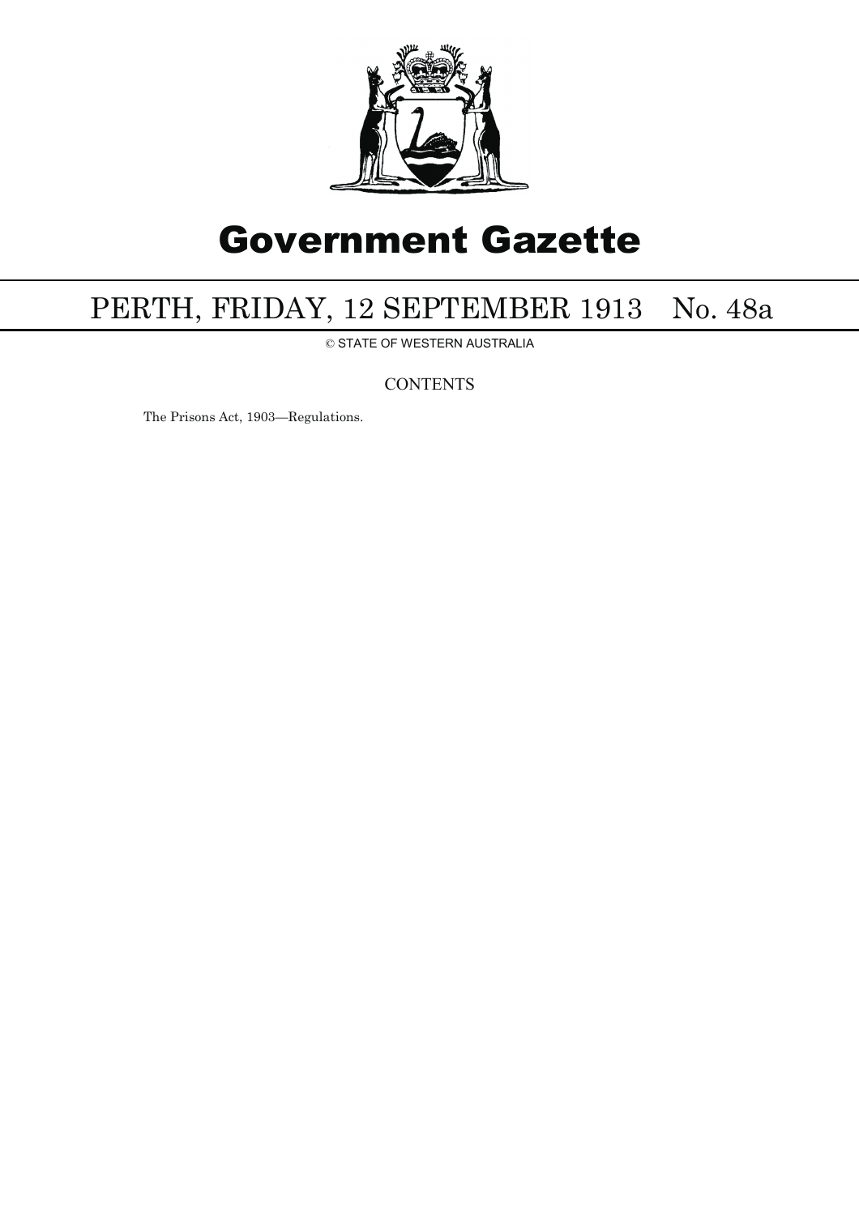# Government Gazette

## PERTH, FRIDAY, 12 SEPTEMBER 1913 No. 48a

© STATE OF WESTERN AUSTRALIA

CONTENTS

The Prisons Act, 1903—Regulations.